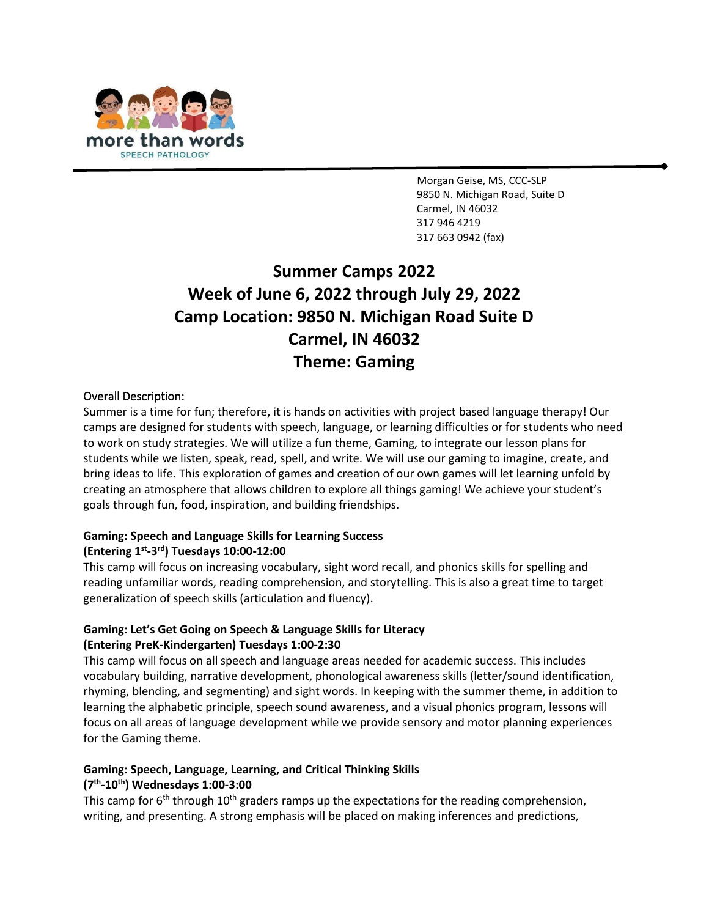more than words
SPEECH PATHOLOGY

Morgan Geise, MS, CCC-SLP
9850 N. Michigan Road, Suite D
Carmel, IN 46032
317 946 4219
317 663 0942 (fax)

# Summer Camps 2022
# Week of June 6, 2022 through July 29, 2022
# Camp Location: 9850 N. Michigan Road Suite D
# Carmel, IN 46032
# Theme: Gaming

Overall Description:
Summer is a time for fun; therefore, it is hands on activities with project based language therapy! Our camps are designed for students with speech, language, or learning difficulties or for students who need to work on study strategies. We will utilize a fun theme, Gaming, to integrate our lesson plans for students while we listen, speak, read, spell, and write. We will use our gaming to imagine, create, and bring ideas to life. This exploration of games and creation of our own games will let learning unfold by creating an atmosphere that allows children to explore all things gaming! We achieve your student's goals through fun, food, inspiration, and building friendships.

**Gaming: Speech and Language Skills for Learning Success**
**(Entering 1st-3rd) Tuesdays 10:00-12:00**
This camp will focus on increasing vocabulary, sight word recall, and phonics skills for spelling and reading unfamiliar words, reading comprehension, and storytelling. This is also a great time to target generalization of speech skills (articulation and fluency).

**Gaming: Let's Get Going on Speech & Language Skills for Literacy**
**(Entering PreK-Kindergarten) Tuesdays 1:00-2:30**
This camp will focus on all speech and language areas needed for academic success. This includes vocabulary building, narrative development, phonological awareness skills (letter/sound identification, rhyming, blending, and segmenting) and sight words. In keeping with the summer theme, in addition to learning the alphabetic principle, speech sound awareness, and a visual phonics program, lessons will focus on all areas of language development while we provide sensory and motor planning experiences for the Gaming theme.

**Gaming: Speech, Language, Learning, and Critical Thinking Skills**
**(7th-10th) Wednesdays 1:00-3:00**
This camp for 6th through 10th graders ramps up the expectations for the reading comprehension, writing, and presenting. A strong emphasis will be placed on making inferences and predictions,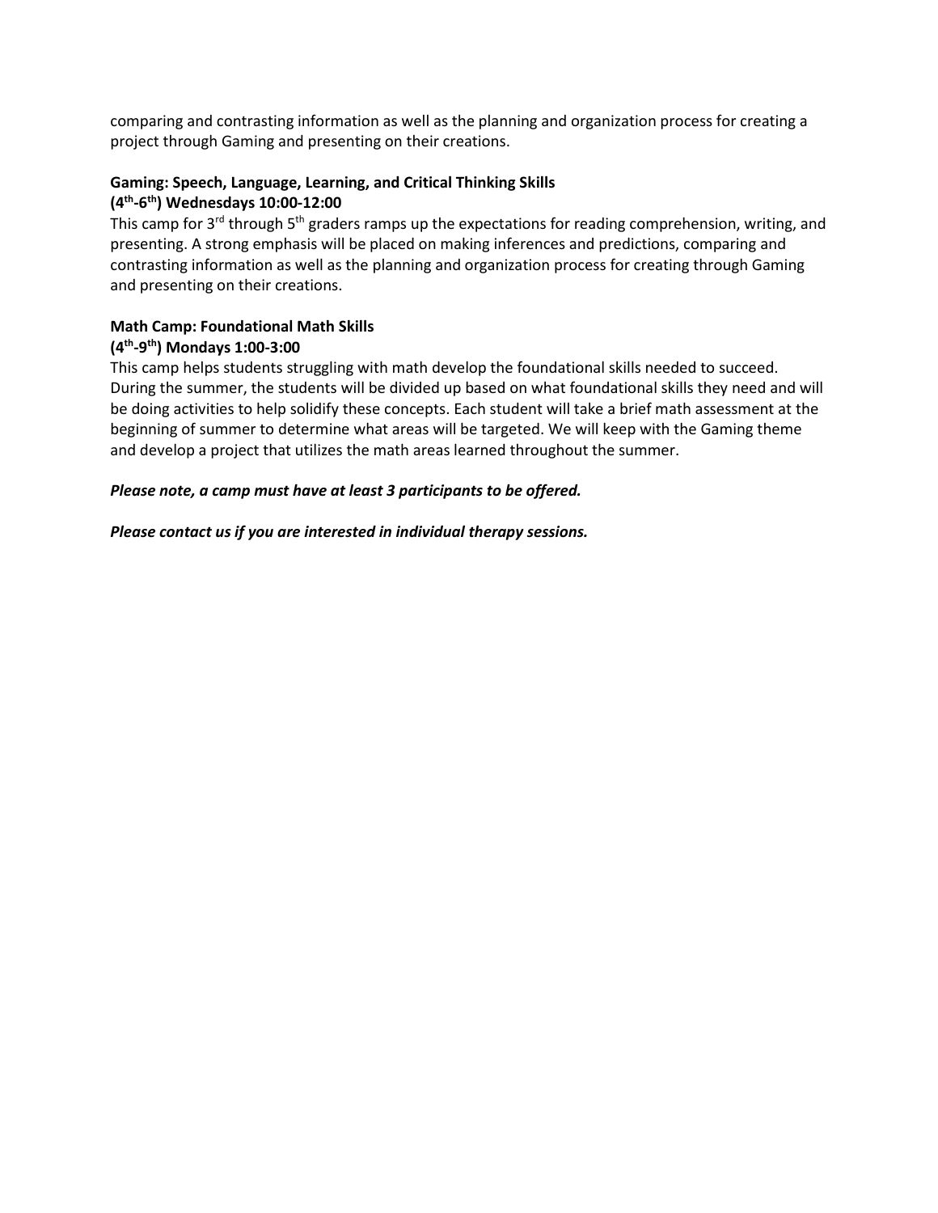comparing and contrasting information as well as the planning and organization process for creating a project through Gaming and presenting on their creations.

**Gaming: Speech, Language, Learning, and Critical Thinking Skills**
**(4th-6th) Wednesdays 10:00-12:00**

This camp for 3rd through 5th graders ramps up the expectations for reading comprehension, writing, and presenting. A strong emphasis will be placed on making inferences and predictions, comparing and contrasting information as well as the planning and organization process for creating through Gaming and presenting on their creations.

**Math Camp: Foundational Math Skills**
**(4th-9th) Mondays 1:00-3:00**

This camp helps students struggling with math develop the foundational skills needed to succeed. During the summer, the students will be divided up based on what foundational skills they need and will be doing activities to help solidify these concepts. Each student will take a brief math assessment at the beginning of summer to determine what areas will be targeted. We will keep with the Gaming theme and develop a project that utilizes the math areas learned throughout the summer.

***Please note, a camp must have at least 3 participants to be offered.***

***Please contact us if you are interested in individual therapy sessions.***